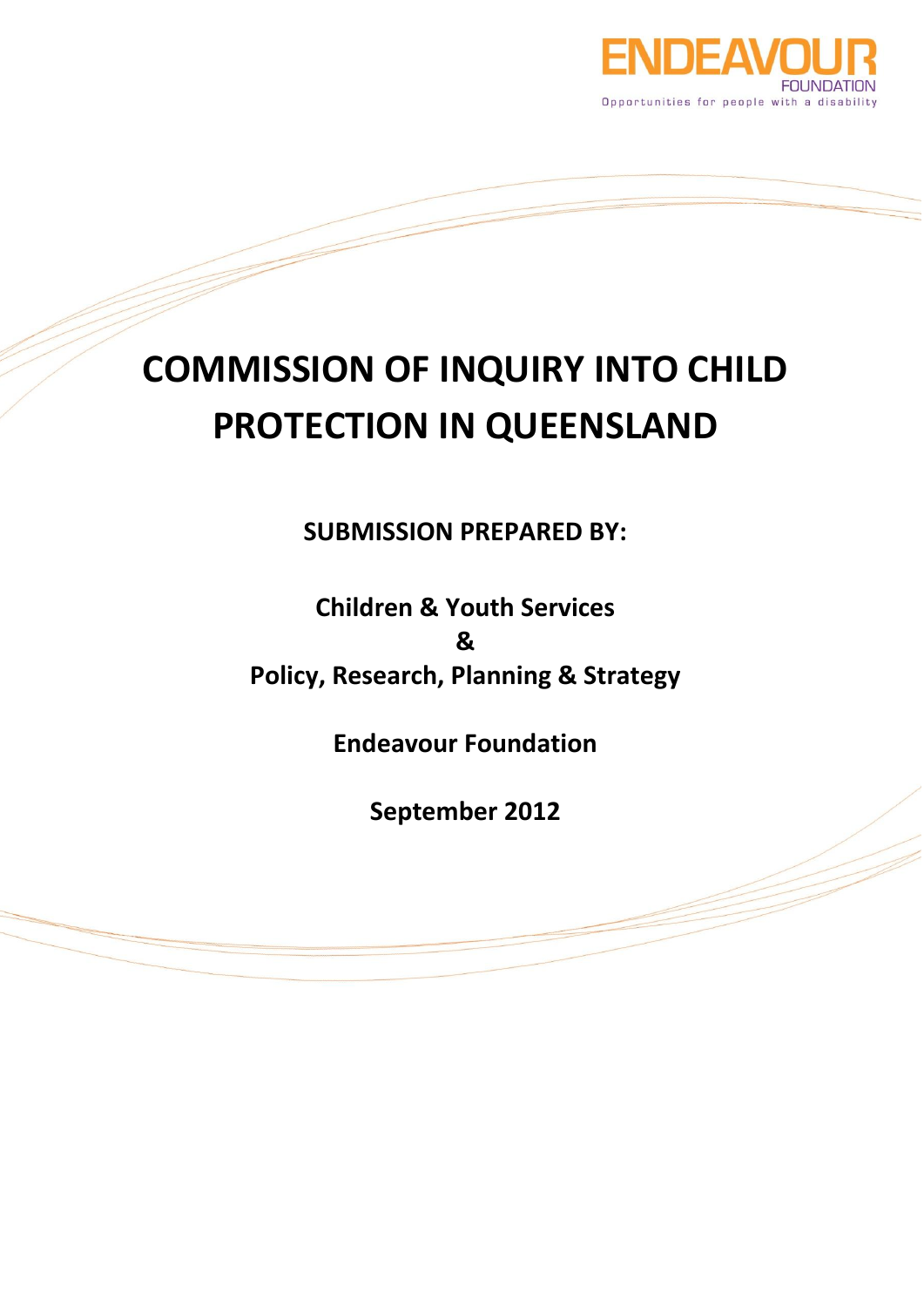ENDEAVOUR FOUNDATION
Opportunities for people with a disability

# COMMISSION OF INQUIRY INTO CHILD PROTECTION IN QUEENSLAND

**SUBMISSION PREPARED BY:**

**Children & Youth Services**
**&**
**Policy, Research, Planning & Strategy**

**Endeavour Foundation**

**September 2012**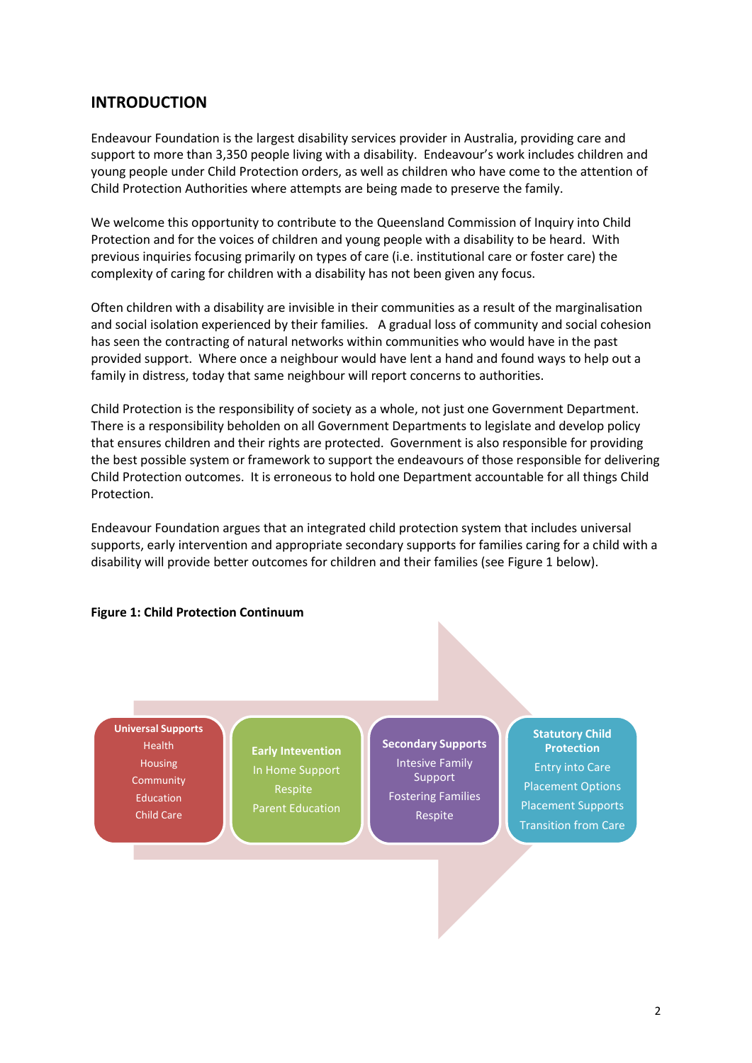## INTRODUCTION

Endeavour Foundation is the largest disability services provider in Australia, providing care and support to more than 3,350 people living with a disability. Endeavour's work includes children and young people under Child Protection orders, as well as children who have come to the attention of Child Protection Authorities where attempts are being made to preserve the family.

We welcome this opportunity to contribute to the Queensland Commission of Inquiry into Child Protection and for the voices of children and young people with a disability to be heard. With previous inquiries focusing primarily on types of care (i.e. institutional care or foster care) the complexity of caring for children with a disability has not been given any focus.

Often children with a disability are invisible in their communities as a result of the marginalisation and social isolation experienced by their families. A gradual loss of community and social cohesion has seen the contracting of natural networks within communities who would have in the past provided support. Where once a neighbour would have lent a hand and found ways to help out a family in distress, today that same neighbour will report concerns to authorities.

Child Protection is the responsibility of society as a whole, not just one Government Department. There is a responsibility beholden on all Government Departments to legislate and develop policy that ensures children and their rights are protected. Government is also responsible for providing the best possible system or framework to support the endeavours of those responsible for delivering Child Protection outcomes. It is erroneous to hold one Department accountable for all things Child Protection.

Endeavour Foundation argues that an integrated child protection system that includes universal supports, early intervention and appropriate secondary supports for families caring for a child with a disability will provide better outcomes for children and their families (see Figure 1 below).

**Figure 1: Child Protection Continuum**

| Universal Supports | Early Intevention | Secondary Supports | Statutory Child Protection |
|---|---|---|---|
| Health | In Home Support | Intesive Family Support | Entry into Care |
| Housing | Respite | Fostering Families | Placement Options |
| Community | Parent Education | Respite | Placement Supports |
| Education | | | Transition from Care |
| Child Care | | | |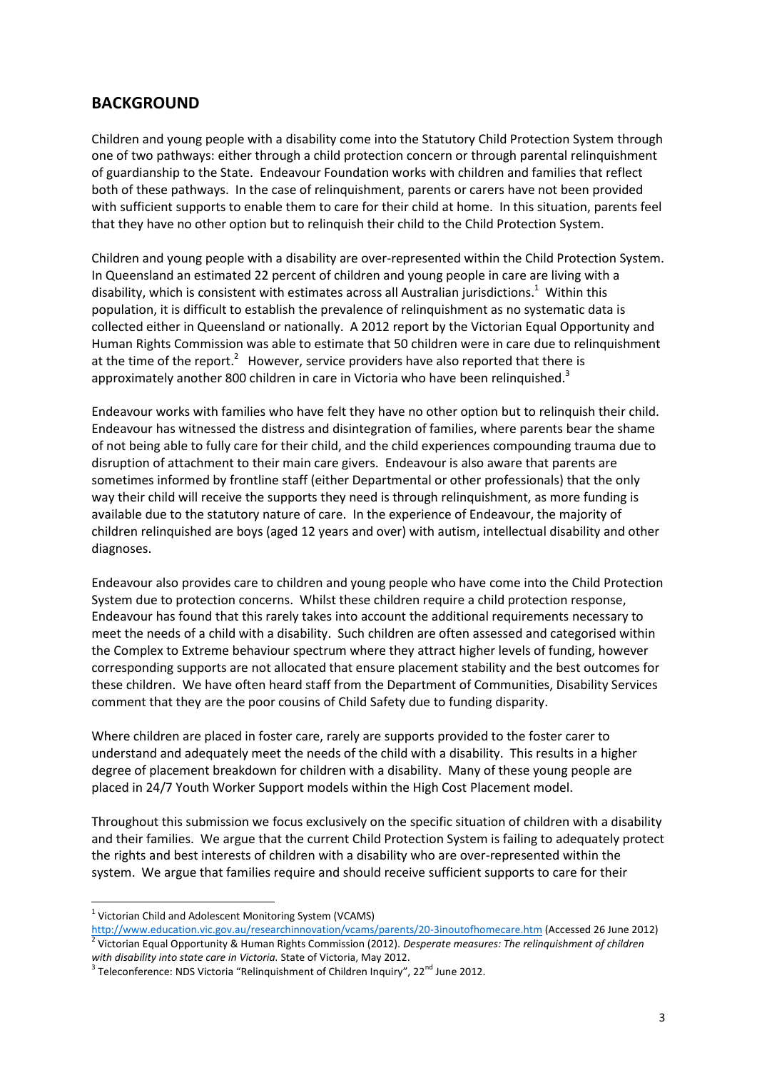## BACKGROUND

Children and young people with a disability come into the Statutory Child Protection System through one of two pathways: either through a child protection concern or through parental relinquishment of guardianship to the State. Endeavour Foundation works with children and families that reflect both of these pathways. In the case of relinquishment, parents or carers have not been provided with sufficient supports to enable them to care for their child at home. In this situation, parents feel that they have no other option but to relinquish their child to the Child Protection System.

Children and young people with a disability are over-represented within the Child Protection System. In Queensland an estimated 22 percent of children and young people in care are living with a disability, which is consistent with estimates across all Australian jurisdictions.[1] Within this population, it is difficult to establish the prevalence of relinquishment as no systematic data is collected either in Queensland or nationally. A 2012 report by the Victorian Equal Opportunity and Human Rights Commission was able to estimate that 50 children were in care due to relinquishment at the time of the report.[2] However, service providers have also reported that there is approximately another 800 children in care in Victoria who have been relinquished.[3]

Endeavour works with families who have felt they have no other option but to relinquish their child. Endeavour has witnessed the distress and disintegration of families, where parents bear the shame of not being able to fully care for their child, and the child experiences compounding trauma due to disruption of attachment to their main care givers. Endeavour is also aware that parents are sometimes informed by frontline staff (either Departmental or other professionals) that the only way their child will receive the supports they need is through relinquishment, as more funding is available due to the statutory nature of care. In the experience of Endeavour, the majority of children relinquished are boys (aged 12 years and over) with autism, intellectual disability and other diagnoses.

Endeavour also provides care to children and young people who have come into the Child Protection System due to protection concerns. Whilst these children require a child protection response, Endeavour has found that this rarely takes into account the additional requirements necessary to meet the needs of a child with a disability. Such children are often assessed and categorised within the Complex to Extreme behaviour spectrum where they attract higher levels of funding, however corresponding supports are not allocated that ensure placement stability and the best outcomes for these children. We have often heard staff from the Department of Communities, Disability Services comment that they are the poor cousins of Child Safety due to funding disparity.

Where children are placed in foster care, rarely are supports provided to the foster carer to understand and adequately meet the needs of the child with a disability. This results in a higher degree of placement breakdown for children with a disability. Many of these young people are placed in 24/7 Youth Worker Support models within the High Cost Placement model.

Throughout this submission we focus exclusively on the specific situation of children with a disability and their families. We argue that the current Child Protection System is failing to adequately protect the rights and best interests of children with a disability who are over-represented within the system. We argue that families require and should receive sufficient supports to care for their

---

[1] Victorian Child and Adolescent Monitoring System (VCAMS) http://www.education.vic.gov.au/researchinnovation/vcams/parents/20-3inoutofhomecare.htm (Accessed 26 June 2012)

[2] Victorian Equal Opportunity & Human Rights Commission (2012). *Desperate measures: The relinquishment of children with disability into state care in Victoria.* State of Victoria, May 2012.

[3] Teleconference: NDS Victoria "Relinquishment of Children Inquiry", 22nd June 2012.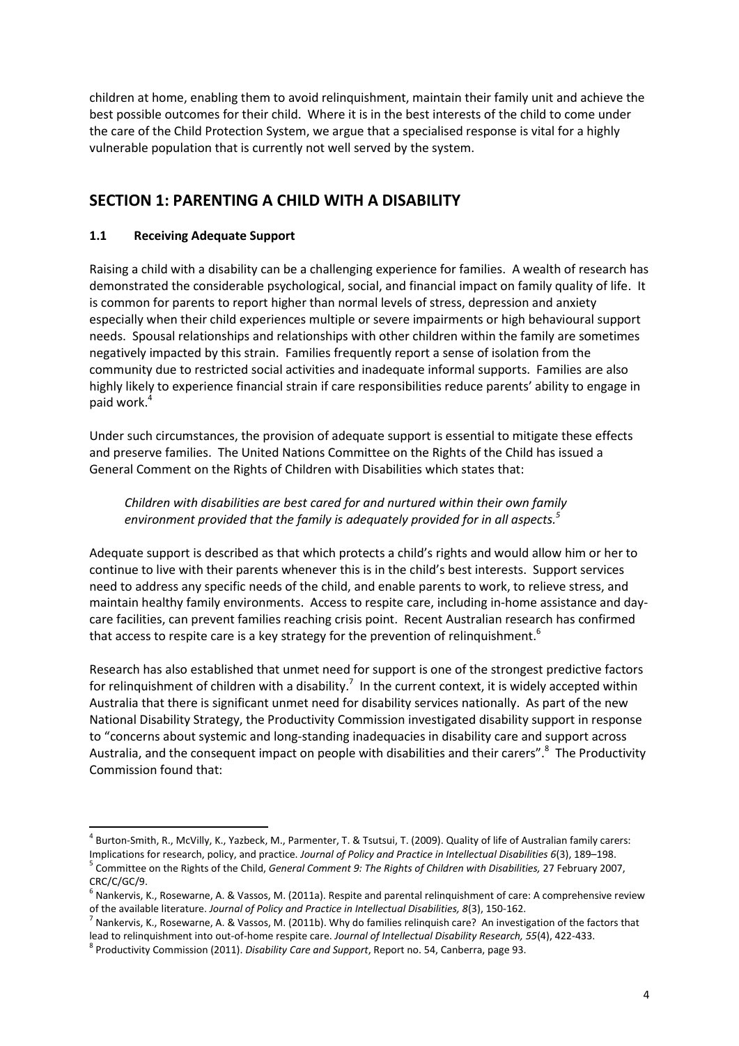children at home, enabling them to avoid relinquishment, maintain their family unit and achieve the best possible outcomes for their child. Where it is in the best interests of the child to come under the care of the Child Protection System, we argue that a specialised response is vital for a highly vulnerable population that is currently not well served by the system.

## SECTION 1: PARENTING A CHILD WITH A DISABILITY

### 1.1 Receiving Adequate Support

Raising a child with a disability can be a challenging experience for families. A wealth of research has demonstrated the considerable psychological, social, and financial impact on family quality of life. It is common for parents to report higher than normal levels of stress, depression and anxiety especially when their child experiences multiple or severe impairments or high behavioural support needs. Spousal relationships and relationships with other children within the family are sometimes negatively impacted by this strain. Families frequently report a sense of isolation from the community due to restricted social activities and inadequate informal supports. Families are also highly likely to experience financial strain if care responsibilities reduce parents' ability to engage in paid work.[4]

Under such circumstances, the provision of adequate support is essential to mitigate these effects and preserve families. The United Nations Committee on the Rights of the Child has issued a General Comment on the Rights of Children with Disabilities which states that:

> *Children with disabilities are best cared for and nurtured within their own family environment provided that the family is adequately provided for in all aspects.*[5]

Adequate support is described as that which protects a child's rights and would allow him or her to continue to live with their parents whenever this is in the child's best interests. Support services need to address any specific needs of the child, and enable parents to work, to relieve stress, and maintain healthy family environments. Access to respite care, including in-home assistance and day-care facilities, can prevent families reaching crisis point. Recent Australian research has confirmed that access to respite care is a key strategy for the prevention of relinquishment.[6]

Research has also established that unmet need for support is one of the strongest predictive factors for relinquishment of children with a disability.[7] In the current context, it is widely accepted within Australia that there is significant unmet need for disability services nationally. As part of the new National Disability Strategy, the Productivity Commission investigated disability support in response to "concerns about systemic and long-standing inadequacies in disability care and support across Australia, and the consequent impact on people with disabilities and their carers".[8] The Productivity Commission found that:

---

[4] Burton-Smith, R., McVilly, K., Yazbeck, M., Parmenter, T. & Tsutsui, T. (2009). Quality of life of Australian family carers: Implications for research, policy, and practice. *Journal of Policy and Practice in Intellectual Disabilities 6*(3), 189–198.

[5] Committee on the Rights of the Child, *General Comment 9: The Rights of Children with Disabilities,* 27 February 2007, CRC/C/GC/9.

[6] Nankervis, K., Rosewarne, A. & Vassos, M. (2011a). Respite and parental relinquishment of care: A comprehensive review of the available literature. *Journal of Policy and Practice in Intellectual Disabilities, 8*(3), 150-162.

[7] Nankervis, K., Rosewarne, A. & Vassos, M. (2011b). Why do families relinquish care? An investigation of the factors that lead to relinquishment into out-of-home respite care. *Journal of Intellectual Disability Research, 55*(4), 422-433.

[8] Productivity Commission (2011). *Disability Care and Support*, Report no. 54, Canberra, page 93.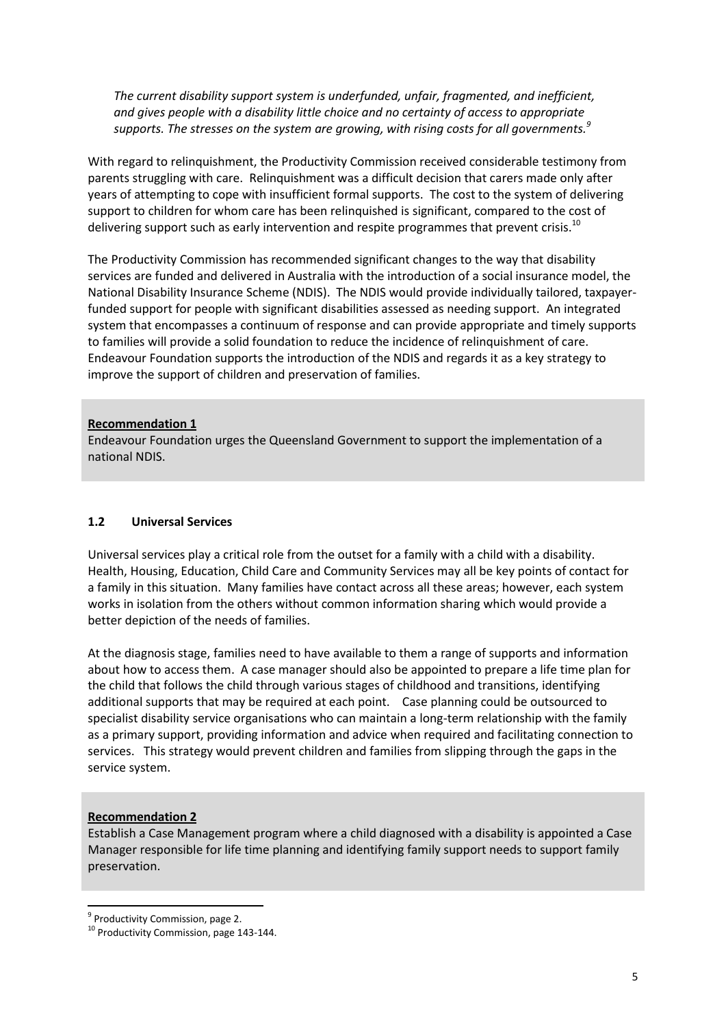*The current disability support system is underfunded, unfair, fragmented, and inefficient, and gives people with a disability little choice and no certainty of access to appropriate supports. The stresses on the system are growing, with rising costs for all governments.*[9]

With regard to relinquishment, the Productivity Commission received considerable testimony from parents struggling with care. Relinquishment was a difficult decision that carers made only after years of attempting to cope with insufficient formal supports. The cost to the system of delivering support to children for whom care has been relinquished is significant, compared to the cost of delivering support such as early intervention and respite programmes that prevent crisis.[10]

The Productivity Commission has recommended significant changes to the way that disability services are funded and delivered in Australia with the introduction of a social insurance model, the National Disability Insurance Scheme (NDIS). The NDIS would provide individually tailored, taxpayer-funded support for people with significant disabilities assessed as needing support. An integrated system that encompasses a continuum of response and can provide appropriate and timely supports to families will provide a solid foundation to reduce the incidence of relinquishment of care. Endeavour Foundation supports the introduction of the NDIS and regards it as a key strategy to improve the support of children and preservation of families.

**Recommendation 1**

Endeavour Foundation urges the Queensland Government to support the implementation of a national NDIS.

### 1.2 Universal Services

Universal services play a critical role from the outset for a family with a child with a disability. Health, Housing, Education, Child Care and Community Services may all be key points of contact for a family in this situation. Many families have contact across all these areas; however, each system works in isolation from the others without common information sharing which would provide a better depiction of the needs of families.

At the diagnosis stage, families need to have available to them a range of supports and information about how to access them. A case manager should also be appointed to prepare a life time plan for the child that follows the child through various stages of childhood and transitions, identifying additional supports that may be required at each point. Case planning could be outsourced to specialist disability service organisations who can maintain a long-term relationship with the family as a primary support, providing information and advice when required and facilitating connection to services. This strategy would prevent children and families from slipping through the gaps in the service system.

**Recommendation 2**

Establish a Case Management program where a child diagnosed with a disability is appointed a Case Manager responsible for life time planning and identifying family support needs to support family preservation.

---

[9] Productivity Commission, page 2.

[10] Productivity Commission, page 143-144.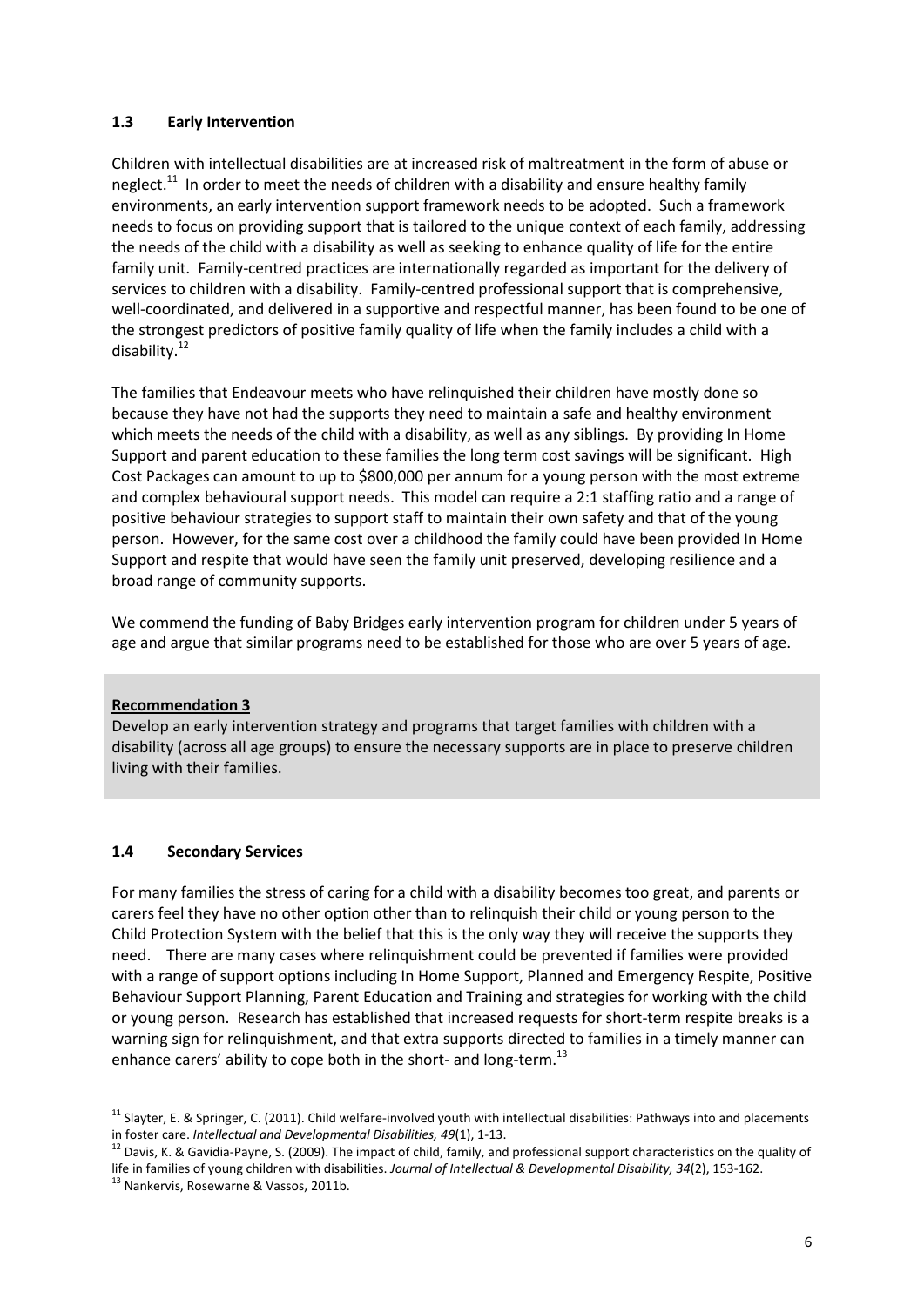### 1.3 Early Intervention

Children with intellectual disabilities are at increased risk of maltreatment in the form of abuse or neglect.[11] In order to meet the needs of children with a disability and ensure healthy family environments, an early intervention support framework needs to be adopted. Such a framework needs to focus on providing support that is tailored to the unique context of each family, addressing the needs of the child with a disability as well as seeking to enhance quality of life for the entire family unit. Family-centred practices are internationally regarded as important for the delivery of services to children with a disability. Family-centred professional support that is comprehensive, well-coordinated, and delivered in a supportive and respectful manner, has been found to be one of the strongest predictors of positive family quality of life when the family includes a child with a disability.[12]

The families that Endeavour meets who have relinquished their children have mostly done so because they have not had the supports they need to maintain a safe and healthy environment which meets the needs of the child with a disability, as well as any siblings. By providing In Home Support and parent education to these families the long term cost savings will be significant. High Cost Packages can amount to up to $800,000 per annum for a young person with the most extreme and complex behavioural support needs. This model can require a 2:1 staffing ratio and a range of positive behaviour strategies to support staff to maintain their own safety and that of the young person. However, for the same cost over a childhood the family could have been provided In Home Support and respite that would have seen the family unit preserved, developing resilience and a broad range of community supports.

We commend the funding of Baby Bridges early intervention program for children under 5 years of age and argue that similar programs need to be established for those who are over 5 years of age.

**Recommendation 3**

Develop an early intervention strategy and programs that target families with children with a disability (across all age groups) to ensure the necessary supports are in place to preserve children living with their families.

### 1.4 Secondary Services

For many families the stress of caring for a child with a disability becomes too great, and parents or carers feel they have no other option other than to relinquish their child or young person to the Child Protection System with the belief that this is the only way they will receive the supports they need. There are many cases where relinquishment could be prevented if families were provided with a range of support options including In Home Support, Planned and Emergency Respite, Positive Behaviour Support Planning, Parent Education and Training and strategies for working with the child or young person. Research has established that increased requests for short-term respite breaks is a warning sign for relinquishment, and that extra supports directed to families in a timely manner can enhance carers' ability to cope both in the short- and long-term.[13]

---

[11] Slayter, E. & Springer, C. (2011). Child welfare-involved youth with intellectual disabilities: Pathways into and placements in foster care. *Intellectual and Developmental Disabilities, 49*(1), 1-13.

[12] Davis, K. & Gavidia-Payne, S. (2009). The impact of child, family, and professional support characteristics on the quality of life in families of young children with disabilities. *Journal of Intellectual & Developmental Disability, 34*(2), 153-162.

[13] Nankervis, Rosewarne & Vassos, 2011b.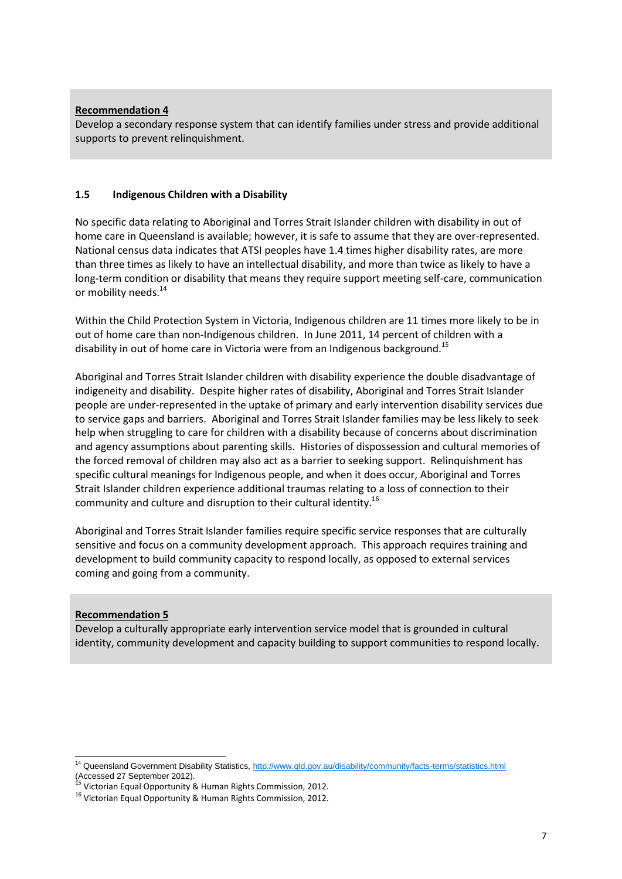**Recommendation 4**

Develop a secondary response system that can identify families under stress and provide additional supports to prevent relinquishment.

### 1.5 Indigenous Children with a Disability

No specific data relating to Aboriginal and Torres Strait Islander children with disability in out of home care in Queensland is available; however, it is safe to assume that they are over-represented. National census data indicates that ATSI peoples have 1.4 times higher disability rates, are more than three times as likely to have an intellectual disability, and more than twice as likely to have a long-term condition or disability that means they require support meeting self-care, communication or mobility needs.[14]

Within the Child Protection System in Victoria, Indigenous children are 11 times more likely to be in out of home care than non-Indigenous children. In June 2011, 14 percent of children with a disability in out of home care in Victoria were from an Indigenous background.[15]

Aboriginal and Torres Strait Islander children with disability experience the double disadvantage of indigeneity and disability. Despite higher rates of disability, Aboriginal and Torres Strait Islander people are under-represented in the uptake of primary and early intervention disability services due to service gaps and barriers. Aboriginal and Torres Strait Islander families may be less likely to seek help when struggling to care for children with a disability because of concerns about discrimination and agency assumptions about parenting skills. Histories of dispossession and cultural memories of the forced removal of children may also act as a barrier to seeking support. Relinquishment has specific cultural meanings for Indigenous people, and when it does occur, Aboriginal and Torres Strait Islander children experience additional traumas relating to a loss of connection to their community and culture and disruption to their cultural identity.[16]

Aboriginal and Torres Strait Islander families require specific service responses that are culturally sensitive and focus on a community development approach. This approach requires training and development to build community capacity to respond locally, as opposed to external services coming and going from a community.

**Recommendation 5**

Develop a culturally appropriate early intervention service model that is grounded in cultural identity, community development and capacity building to support communities to respond locally.

---

[14] Queensland Government Disability Statistics, http://www.qld.gov.au/disability/community/facts-terms/statistics.html (Accessed 27 September 2012).

[15] Victorian Equal Opportunity & Human Rights Commission, 2012.

[16] Victorian Equal Opportunity & Human Rights Commission, 2012.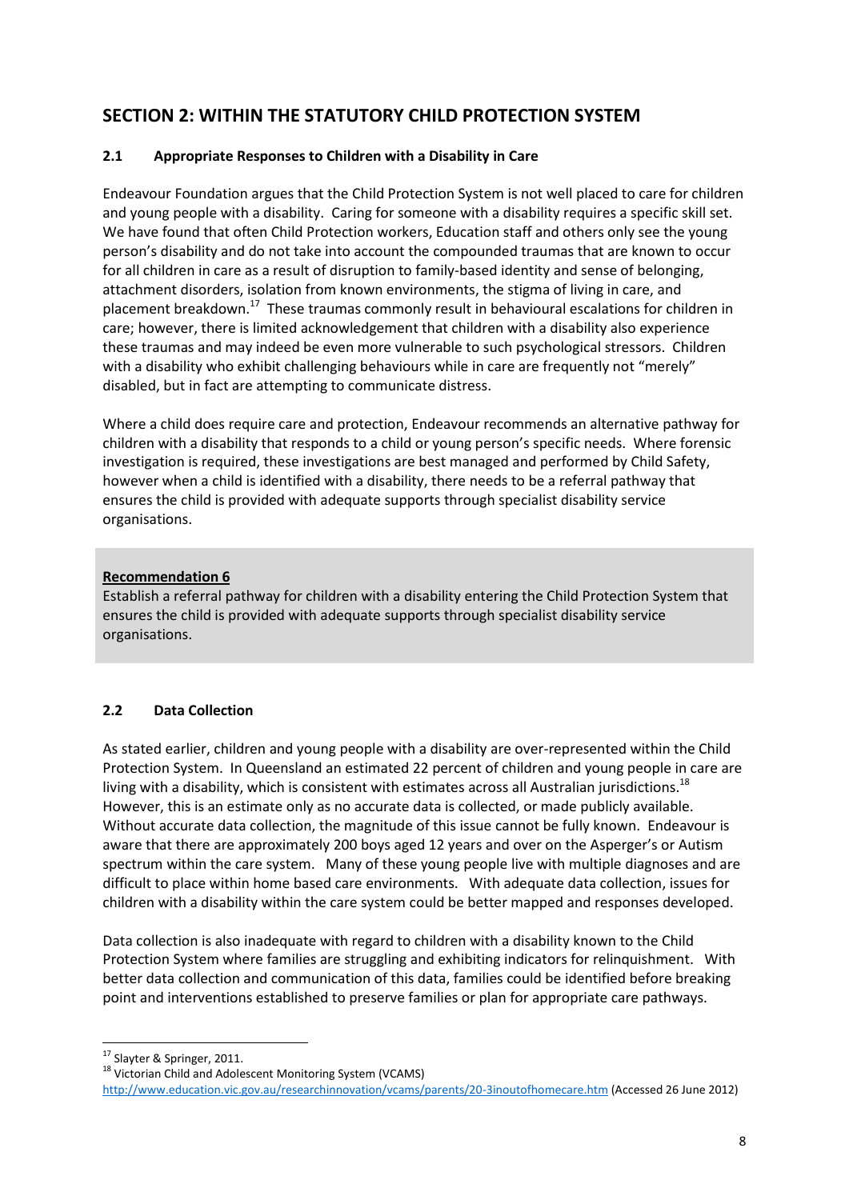## SECTION 2: WITHIN THE STATUTORY CHILD PROTECTION SYSTEM

### 2.1 Appropriate Responses to Children with a Disability in Care

Endeavour Foundation argues that the Child Protection System is not well placed to care for children and young people with a disability. Caring for someone with a disability requires a specific skill set. We have found that often Child Protection workers, Education staff and others only see the young person's disability and do not take into account the compounded traumas that are known to occur for all children in care as a result of disruption to family-based identity and sense of belonging, attachment disorders, isolation from known environments, the stigma of living in care, and placement breakdown.[17] These traumas commonly result in behavioural escalations for children in care; however, there is limited acknowledgement that children with a disability also experience these traumas and may indeed be even more vulnerable to such psychological stressors. Children with a disability who exhibit challenging behaviours while in care are frequently not "merely" disabled, but in fact are attempting to communicate distress.

Where a child does require care and protection, Endeavour recommends an alternative pathway for children with a disability that responds to a child or young person's specific needs. Where forensic investigation is required, these investigations are best managed and performed by Child Safety, however when a child is identified with a disability, there needs to be a referral pathway that ensures the child is provided with adequate supports through specialist disability service organisations.

> **Recommendation 6**
>
> Establish a referral pathway for children with a disability entering the Child Protection System that ensures the child is provided with adequate supports through specialist disability service organisations.

### 2.2 Data Collection

As stated earlier, children and young people with a disability are over-represented within the Child Protection System. In Queensland an estimated 22 percent of children and young people in care are living with a disability, which is consistent with estimates across all Australian jurisdictions.[18] However, this is an estimate only as no accurate data is collected, or made publicly available. Without accurate data collection, the magnitude of this issue cannot be fully known. Endeavour is aware that there are approximately 200 boys aged 12 years and over on the Asperger's or Autism spectrum within the care system. Many of these young people live with multiple diagnoses and are difficult to place within home based care environments. With adequate data collection, issues for children with a disability within the care system could be better mapped and responses developed.

Data collection is also inadequate with regard to children with a disability known to the Child Protection System where families are struggling and exhibiting indicators for relinquishment. With better data collection and communication of this data, families could be identified before breaking point and interventions established to preserve families or plan for appropriate care pathways.

---

[17] Slayter & Springer, 2011.

[18] Victorian Child and Adolescent Monitoring System (VCAMS) http://www.education.vic.gov.au/researchinnovation/vcams/parents/20-3inoutofhomecare.htm (Accessed 26 June 2012)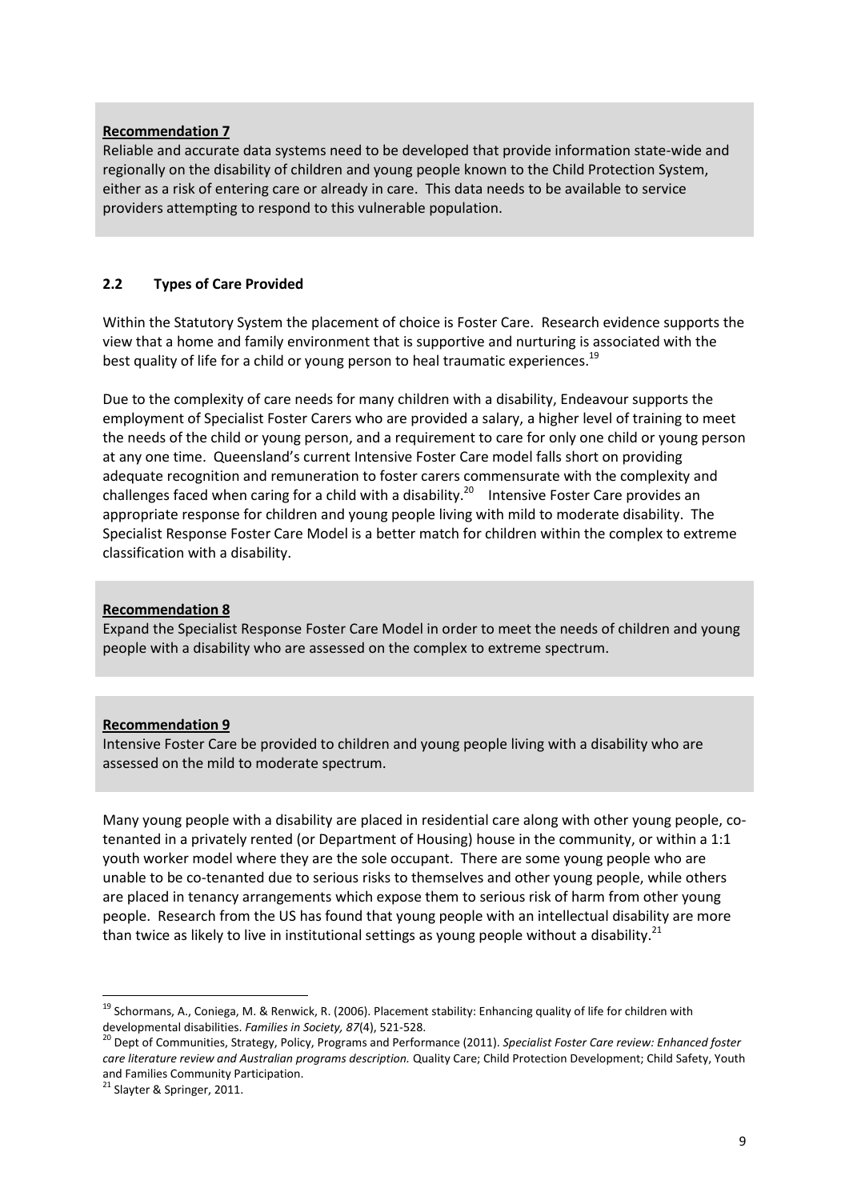**Recommendation 7**

Reliable and accurate data systems need to be developed that provide information state-wide and regionally on the disability of children and young people known to the Child Protection System, either as a risk of entering care or already in care. This data needs to be available to service providers attempting to respond to this vulnerable population.

### 2.2 Types of Care Provided

Within the Statutory System the placement of choice is Foster Care. Research evidence supports the view that a home and family environment that is supportive and nurturing is associated with the best quality of life for a child or young person to heal traumatic experiences.[19]

Due to the complexity of care needs for many children with a disability, Endeavour supports the employment of Specialist Foster Carers who are provided a salary, a higher level of training to meet the needs of the child or young person, and a requirement to care for only one child or young person at any one time. Queensland's current Intensive Foster Care model falls short on providing adequate recognition and remuneration to foster carers commensurate with the complexity and challenges faced when caring for a child with a disability.[20] Intensive Foster Care provides an appropriate response for children and young people living with mild to moderate disability. The Specialist Response Foster Care Model is a better match for children within the complex to extreme classification with a disability.

**Recommendation 8**

Expand the Specialist Response Foster Care Model in order to meet the needs of children and young people with a disability who are assessed on the complex to extreme spectrum.

**Recommendation 9**

Intensive Foster Care be provided to children and young people living with a disability who are assessed on the mild to moderate spectrum.

Many young people with a disability are placed in residential care along with other young people, co-tenanted in a privately rented (or Department of Housing) house in the community, or within a 1:1 youth worker model where they are the sole occupant. There are some young people who are unable to be co-tenanted due to serious risks to themselves and other young people, while others are placed in tenancy arrangements which expose them to serious risk of harm from other young people. Research from the US has found that young people with an intellectual disability are more than twice as likely to live in institutional settings as young people without a disability.[21]

---

[19] Schormans, A., Coniega, M. & Renwick, R. (2006). Placement stability: Enhancing quality of life for children with developmental disabilities. *Families in Society, 87*(4), 521-528.

[20] Dept of Communities, Strategy, Policy, Programs and Performance (2011). *Specialist Foster Care review: Enhanced foster care literature review and Australian programs description.* Quality Care; Child Protection Development; Child Safety, Youth and Families Community Participation.

[21] Slayter & Springer, 2011.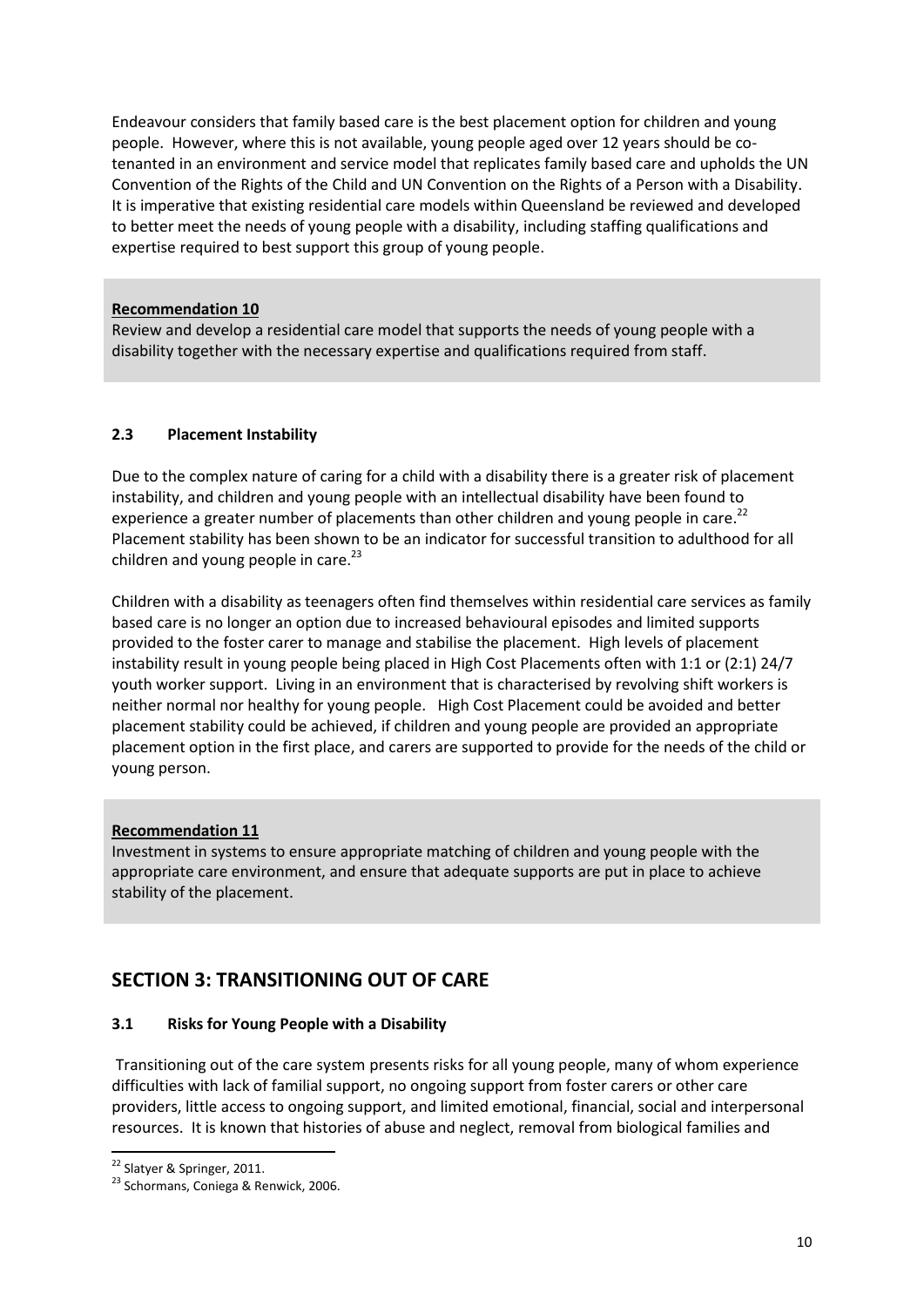Endeavour considers that family based care is the best placement option for children and young people. However, where this is not available, young people aged over 12 years should be co-tenanted in an environment and service model that replicates family based care and upholds the UN Convention of the Rights of the Child and UN Convention on the Rights of a Person with a Disability. It is imperative that existing residential care models within Queensland be reviewed and developed to better meet the needs of young people with a disability, including staffing qualifications and expertise required to best support this group of young people.

> **Recommendation 10**
>
> Review and develop a residential care model that supports the needs of young people with a disability together with the necessary expertise and qualifications required from staff.

### 2.3 Placement Instability

Due to the complex nature of caring for a child with a disability there is a greater risk of placement instability, and children and young people with an intellectual disability have been found to experience a greater number of placements than other children and young people in care.[22] Placement stability has been shown to be an indicator for successful transition to adulthood for all children and young people in care.[23]

Children with a disability as teenagers often find themselves within residential care services as family based care is no longer an option due to increased behavioural episodes and limited supports provided to the foster carer to manage and stabilise the placement. High levels of placement instability result in young people being placed in High Cost Placements often with 1:1 or (2:1) 24/7 youth worker support. Living in an environment that is characterised by revolving shift workers is neither normal nor healthy for young people. High Cost Placement could be avoided and better placement stability could be achieved, if children and young people are provided an appropriate placement option in the first place, and carers are supported to provide for the needs of the child or young person.

> **Recommendation 11**
>
> Investment in systems to ensure appropriate matching of children and young people with the appropriate care environment, and ensure that adequate supports are put in place to achieve stability of the placement.

## SECTION 3: TRANSITIONING OUT OF CARE

### 3.1 Risks for Young People with a Disability

Transitioning out of the care system presents risks for all young people, many of whom experience difficulties with lack of familial support, no ongoing support from foster carers or other care providers, little access to ongoing support, and limited emotional, financial, social and interpersonal resources. It is known that histories of abuse and neglect, removal from biological families and

---

[22] Slatyer & Springer, 2011.

[23] Schormans, Coniega & Renwick, 2006.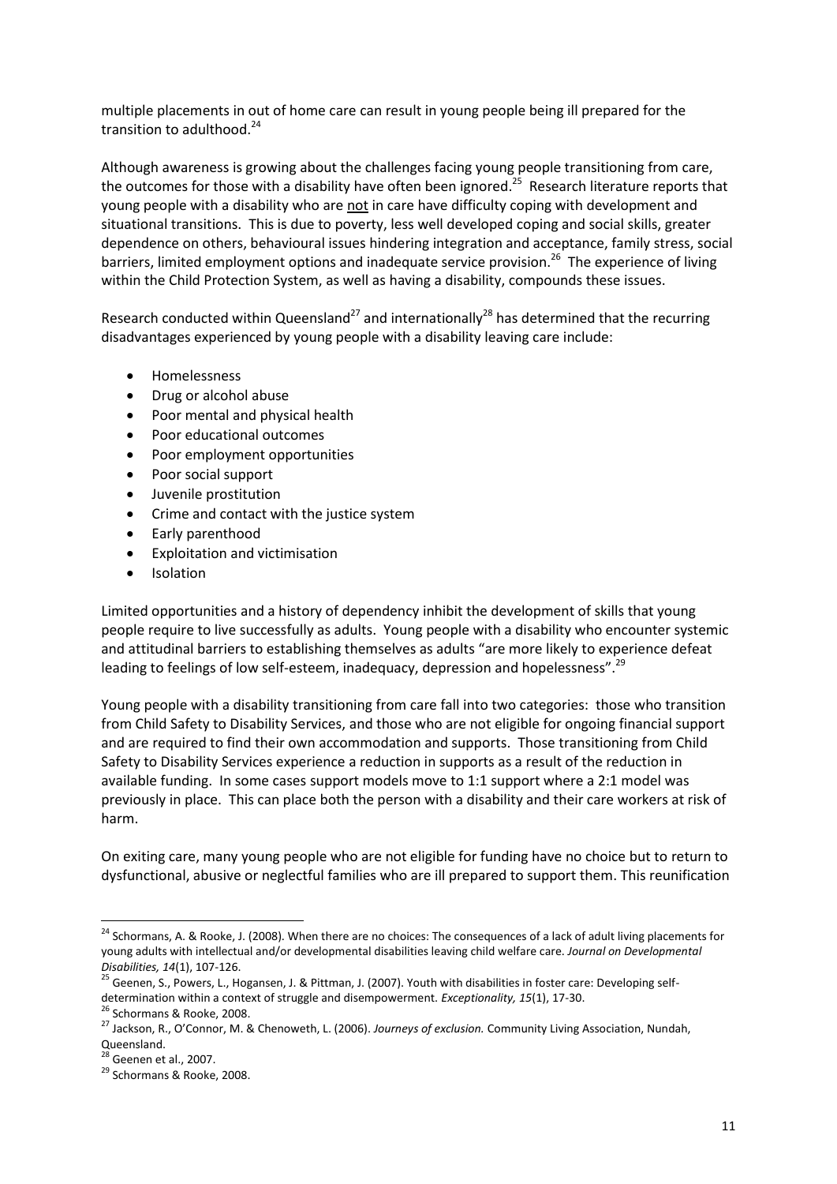multiple placements in out of home care can result in young people being ill prepared for the transition to adulthood.[24]

Although awareness is growing about the challenges facing young people transitioning from care, the outcomes for those with a disability have often been ignored.[25] Research literature reports that young people with a disability who are not in care have difficulty coping with development and situational transitions. This is due to poverty, less well developed coping and social skills, greater dependence on others, behavioural issues hindering integration and acceptance, family stress, social barriers, limited employment options and inadequate service provision.[26] The experience of living within the Child Protection System, as well as having a disability, compounds these issues.

Research conducted within Queensland[27] and internationally[28] has determined that the recurring disadvantages experienced by young people with a disability leaving care include:

- Homelessness
- Drug or alcohol abuse
- Poor mental and physical health
- Poor educational outcomes
- Poor employment opportunities
- Poor social support
- Juvenile prostitution
- Crime and contact with the justice system
- Early parenthood
- Exploitation and victimisation
- Isolation

Limited opportunities and a history of dependency inhibit the development of skills that young people require to live successfully as adults. Young people with a disability who encounter systemic and attitudinal barriers to establishing themselves as adults "are more likely to experience defeat leading to feelings of low self-esteem, inadequacy, depression and hopelessness".[29]

Young people with a disability transitioning from care fall into two categories: those who transition from Child Safety to Disability Services, and those who are not eligible for ongoing financial support and are required to find their own accommodation and supports. Those transitioning from Child Safety to Disability Services experience a reduction in supports as a result of the reduction in available funding. In some cases support models move to 1:1 support where a 2:1 model was previously in place. This can place both the person with a disability and their care workers at risk of harm.

On exiting care, many young people who are not eligible for funding have no choice but to return to dysfunctional, abusive or neglectful families who are ill prepared to support them. This reunification

---

[24] Schormans, A. & Rooke, J. (2008). When there are no choices: The consequences of a lack of adult living placements for young adults with intellectual and/or developmental disabilities leaving child welfare care. *Journal on Developmental Disabilities, 14*(1), 107-126.

[25] Geenen, S., Powers, L., Hogansen, J. & Pittman, J. (2007). Youth with disabilities in foster care: Developing self-determination within a context of struggle and disempowerment. *Exceptionality, 15*(1), 17-30.

[26] Schormans & Rooke, 2008.

[27] Jackson, R., O'Connor, M. & Chenoweth, L. (2006). *Journeys of exclusion.* Community Living Association, Nundah, Queensland.

[28] Geenen et al., 2007.

[29] Schormans & Rooke, 2008.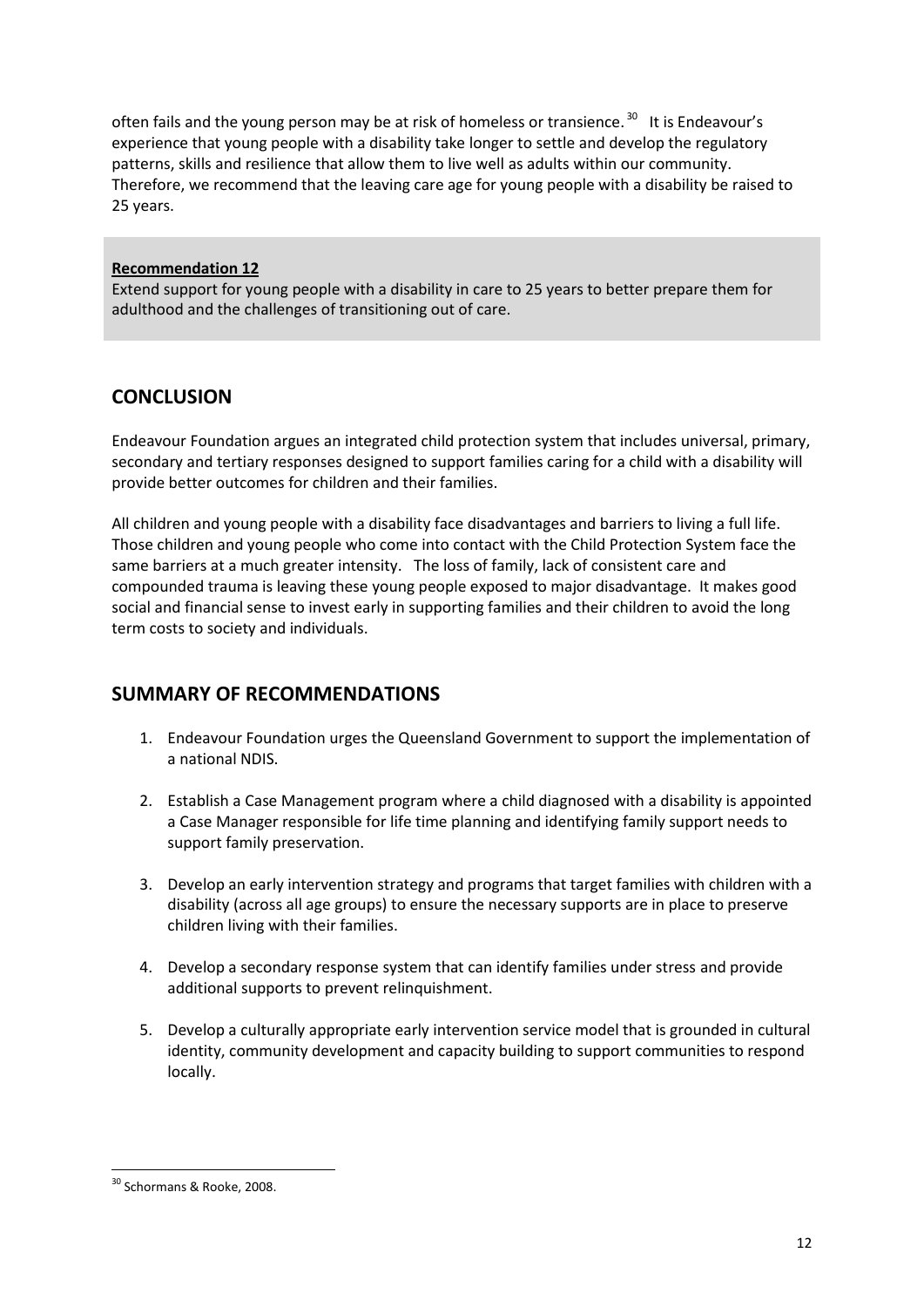often fails and the young person may be at risk of homeless or transience.[30] It is Endeavour's experience that young people with a disability take longer to settle and develop the regulatory patterns, skills and resilience that allow them to live well as adults within our community. Therefore, we recommend that the leaving care age for young people with a disability be raised to 25 years.

> **Recommendation 12**
> Extend support for young people with a disability in care to 25 years to better prepare them for adulthood and the challenges of transitioning out of care.

## CONCLUSION

Endeavour Foundation argues an integrated child protection system that includes universal, primary, secondary and tertiary responses designed to support families caring for a child with a disability will provide better outcomes for children and their families.

All children and young people with a disability face disadvantages and barriers to living a full life. Those children and young people who come into contact with the Child Protection System face the same barriers at a much greater intensity. The loss of family, lack of consistent care and compounded trauma is leaving these young people exposed to major disadvantage. It makes good social and financial sense to invest early in supporting families and their children to avoid the long term costs to society and individuals.

## SUMMARY OF RECOMMENDATIONS

1. Endeavour Foundation urges the Queensland Government to support the implementation of a national NDIS.
2. Establish a Case Management program where a child diagnosed with a disability is appointed a Case Manager responsible for life time planning and identifying family support needs to support family preservation.
3. Develop an early intervention strategy and programs that target families with children with a disability (across all age groups) to ensure the necessary supports are in place to preserve children living with their families.
4. Develop a secondary response system that can identify families under stress and provide additional supports to prevent relinquishment.
5. Develop a culturally appropriate early intervention service model that is grounded in cultural identity, community development and capacity building to support communities to respond locally.

---

[30] Schormans & Rooke, 2008.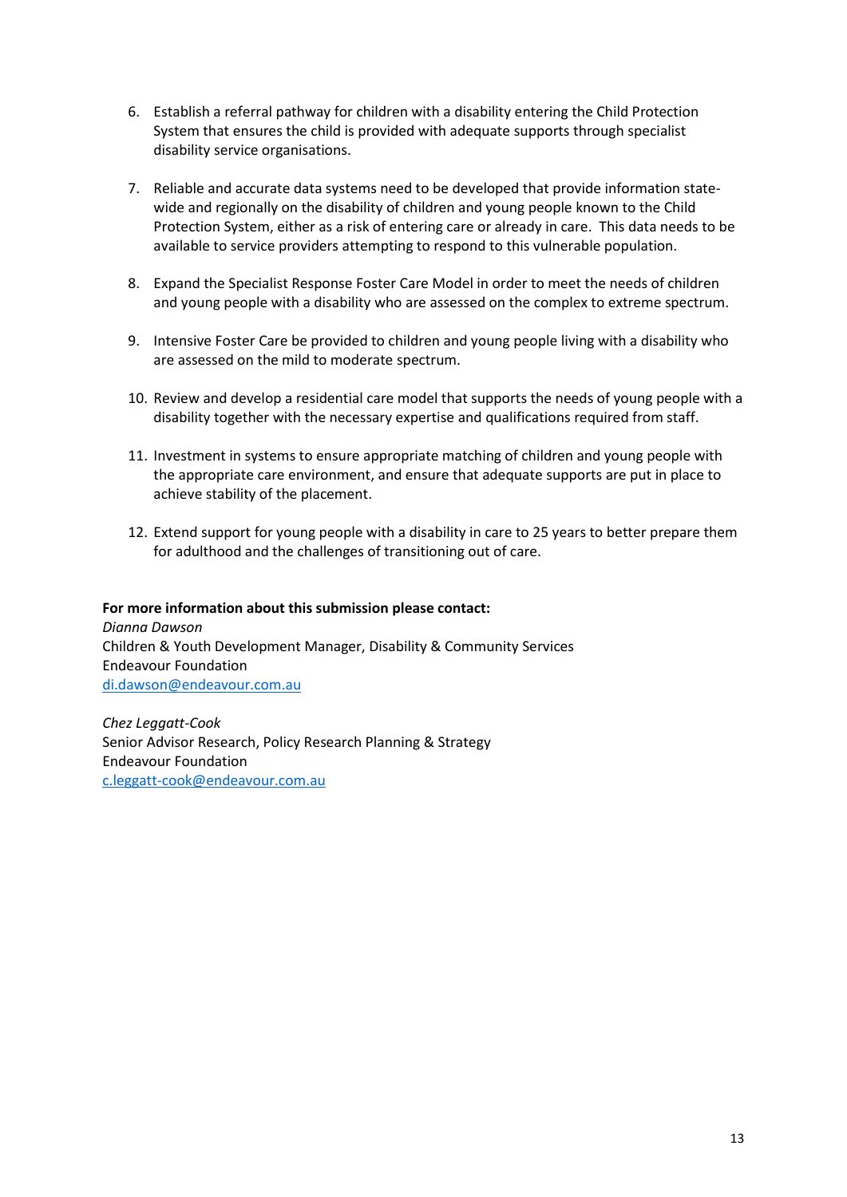6. Establish a referral pathway for children with a disability entering the Child Protection System that ensures the child is provided with adequate supports through specialist disability service organisations.

7. Reliable and accurate data systems need to be developed that provide information state-wide and regionally on the disability of children and young people known to the Child Protection System, either as a risk of entering care or already in care. This data needs to be available to service providers attempting to respond to this vulnerable population.

8. Expand the Specialist Response Foster Care Model in order to meet the needs of children and young people with a disability who are assessed on the complex to extreme spectrum.

9. Intensive Foster Care be provided to children and young people living with a disability who are assessed on the mild to moderate spectrum.

10. Review and develop a residential care model that supports the needs of young people with a disability together with the necessary expertise and qualifications required from staff.

11. Investment in systems to ensure appropriate matching of children and young people with the appropriate care environment, and ensure that adequate supports are put in place to achieve stability of the placement.

12. Extend support for young people with a disability in care to 25 years to better prepare them for adulthood and the challenges of transitioning out of care.

**For more information about this submission please contact:**
*Dianna Dawson*
Children & Youth Development Manager, Disability & Community Services
Endeavour Foundation
di.dawson@endeavour.com.au

*Chez Leggatt-Cook*
Senior Advisor Research, Policy Research Planning & Strategy
Endeavour Foundation
c.leggatt-cook@endeavour.com.au